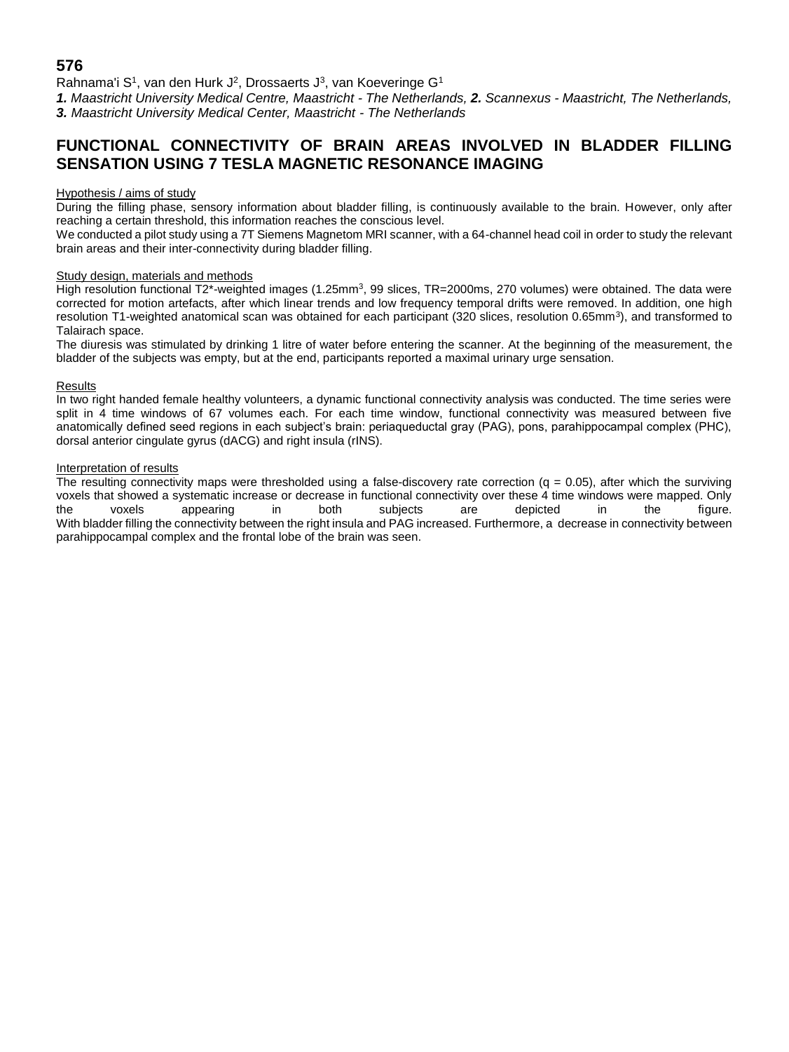**576**

Rahnama'i S[1], van den Hurk J[2], Drossaerts J[3], van Koeveringe G[1]

***1.** Maastricht University Medical Centre, Maastricht - The Netherlands, **2.** Scannexus - Maastricht, The Netherlands,*
***3.** Maastricht University Medical Center, Maastricht - The Netherlands*

## FUNCTIONAL CONNECTIVITY OF BRAIN AREAS INVOLVED IN BLADDER FILLING SENSATION USING 7 TESLA MAGNETIC RESONANCE IMAGING

### Hypothesis / aims of study

During the filling phase, sensory information about bladder filling, is continuously available to the brain. However, only after reaching a certain threshold, this information reaches the conscious level.

We conducted a pilot study using a 7T Siemens Magnetom MRI scanner, with a 64-channel head coil in order to study the relevant brain areas and their inter-connectivity during bladder filling.

### Study design, materials and methods

High resolution functional T2*-weighted images (1.25mm$^3$, 99 slices, TR=2000ms, 270 volumes) were obtained. The data were corrected for motion artefacts, after which linear trends and low frequency temporal drifts were removed. In addition, one high resolution T1-weighted anatomical scan was obtained for each participant (320 slices, resolution 0.65mm$^3$), and transformed to Talairach space.

The diuresis was stimulated by drinking 1 litre of water before entering the scanner. At the beginning of the measurement, the bladder of the subjects was empty, but at the end, participants reported a maximal urinary urge sensation.

### Results

In two right handed female healthy volunteers, a dynamic functional connectivity analysis was conducted. The time series were split in 4 time windows of 67 volumes each. For each time window, functional connectivity was measured between five anatomically defined seed regions in each subject's brain: periaqueductal gray (PAG), pons, parahippocampal complex (PHC), dorsal anterior cingulate gyrus (dACG) and right insula (rINS).

### Interpretation of results

The resulting connectivity maps were thresholded using a false-discovery rate correction ($q = 0.05$), after which the surviving voxels that showed a systematic increase or decrease in functional connectivity over these 4 time windows were mapped. Only the voxels appearing in both subjects are depicted in the figure.

With bladder filling the connectivity between the right insula and PAG increased. Furthermore, a decrease in connectivity between parahippocampal complex and the frontal lobe of the brain was seen.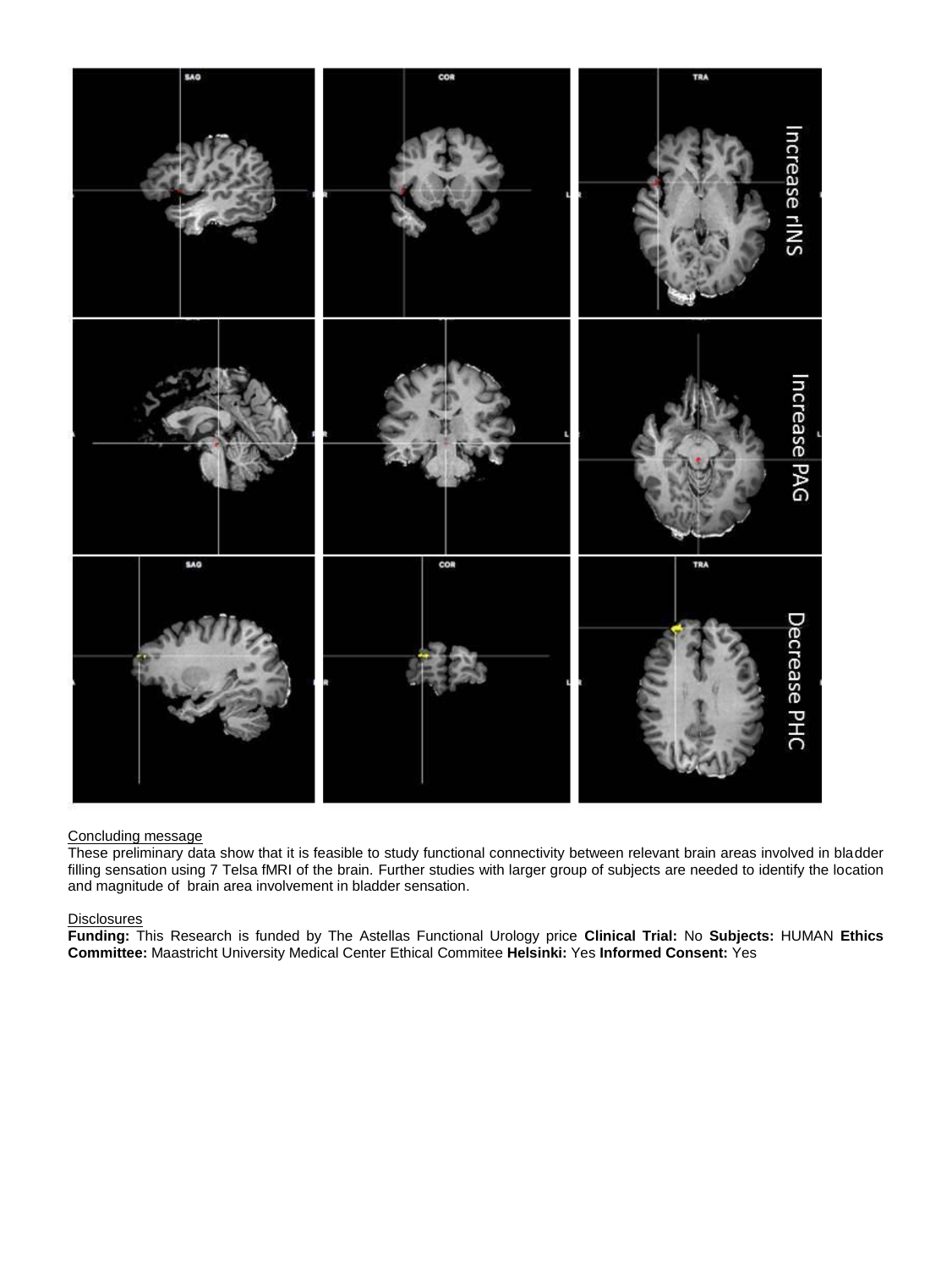Increase rINS

Increase PAG

Decrease PHC

Concluding message

These preliminary data show that it is feasible to study functional connectivity between relevant brain areas involved in bladder filling sensation using 7 Telsa fMRI of the brain. Further studies with larger group of subjects are needed to identify the location and magnitude of brain area involvement in bladder sensation.

Disclosures

**Funding:** This Research is funded by The Astellas Functional Urology price **Clinical Trial:** No **Subjects:** HUMAN **Ethics Committee:** Maastricht University Medical Center Ethical Commitee **Helsinki:** Yes **Informed Consent:** Yes